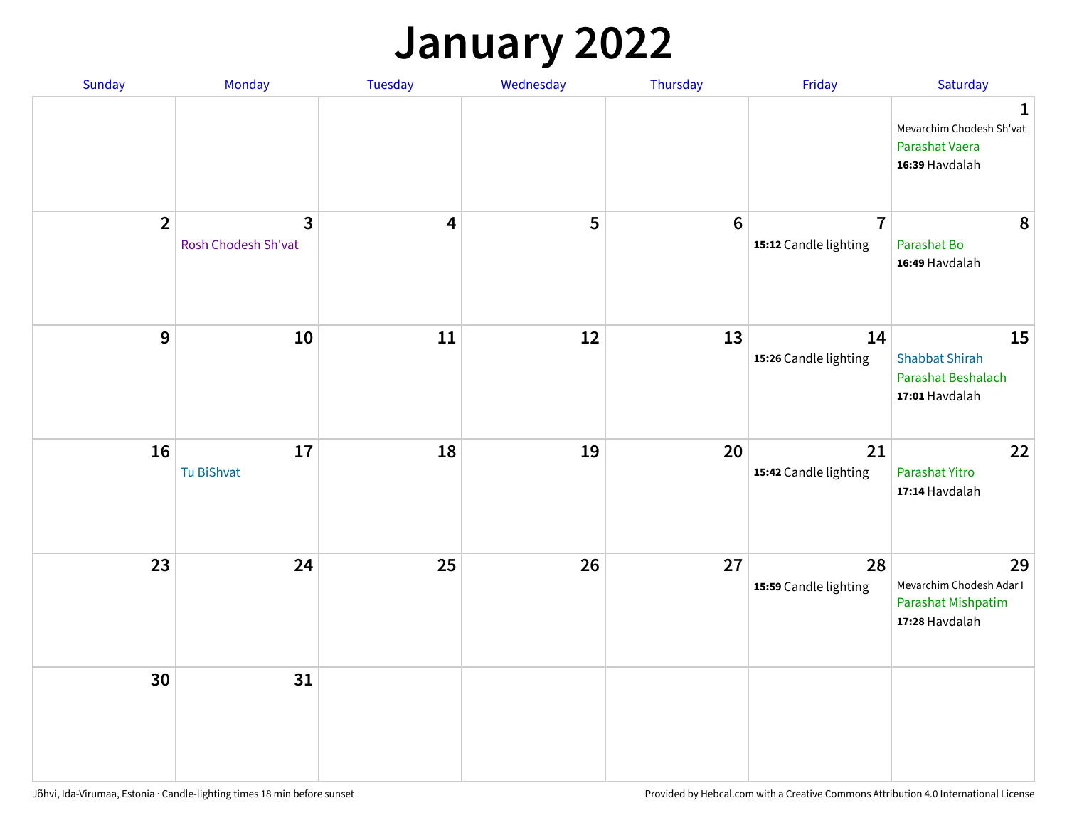# January 2022

| Sunday | Monday | Tuesday | Wednesday | Thursday | Friday | Saturday |
|---|---|---|---|---|---|---|
| | | | | | | 1 Mevarchim Chodesh Sh'vat Parashat Vaera **16:39** Havdalah |
| 2 | 3 Rosh Chodesh Sh'vat | 4 | 5 | 6 | 7 **15:12** Candle lighting | 8 Parashat Bo **16:49** Havdalah |
| 9 | 10 | 11 | 12 | 13 | 14 **15:26** Candle lighting | 15 Shabbat Shirah Parashat Beshalach **17:01** Havdalah |
| 16 | 17 Tu BiShvat | 18 | 19 | 20 | 21 **15:42** Candle lighting | 22 Parashat Yitro **17:14** Havdalah |
| 23 | 24 | 25 | 26 | 27 | 28 **15:59** Candle lighting | 29 Mevarchim Chodesh Adar I Parashat Mishpatim **17:28** Havdalah |
| 30 | 31 | | | | | |

Jõhvi, Ida-Virumaa, Estonia · Candle-lighting times 18 min before sunset

Provided by Hebcal.com with a Creative Commons Attribution 4.0 International License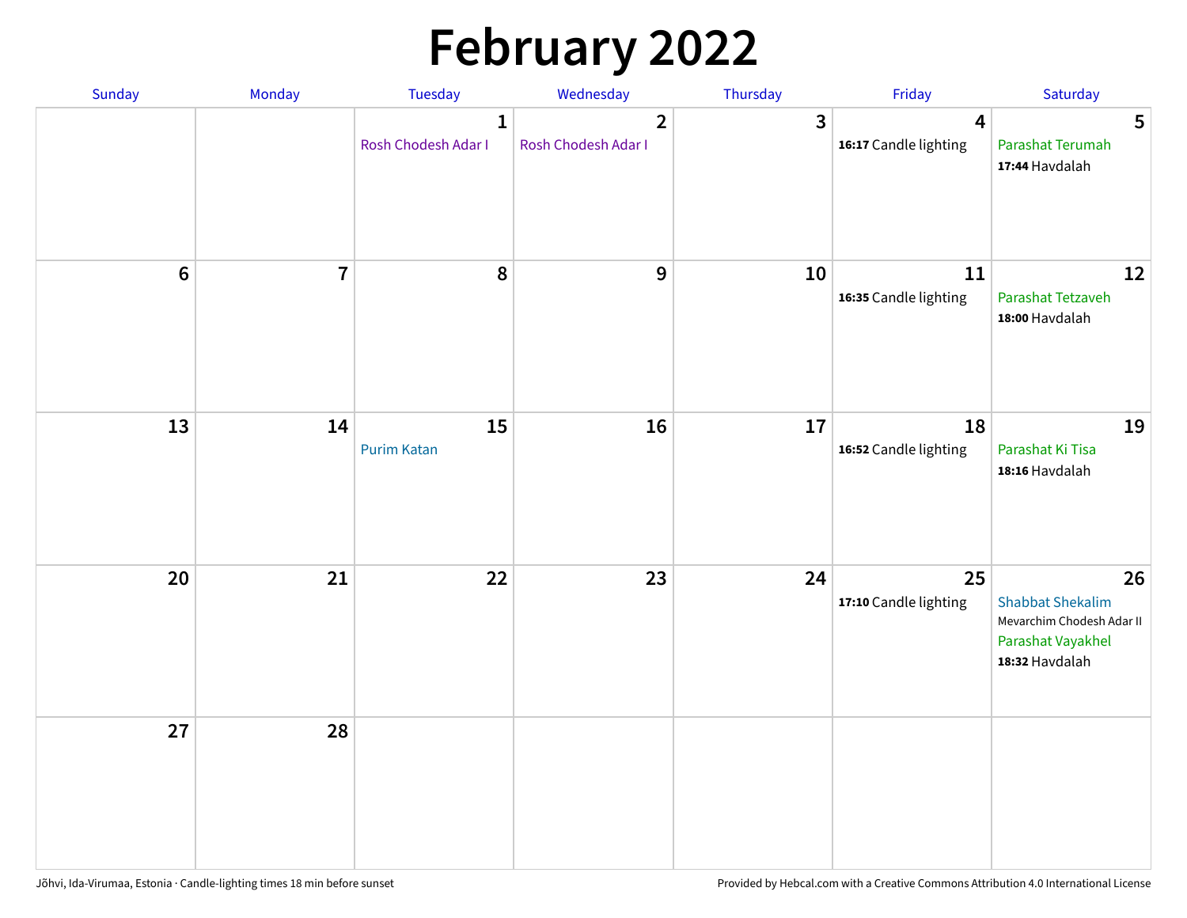# February 2022

| Sunday | Monday | Tuesday | Wednesday | Thursday | Friday | Saturday |
|---|---|---|---|---|---|---|
| | | 1 Rosh Chodesh Adar I | 2 Rosh Chodesh Adar I | 3 | 4 **16:17** Candle lighting | 5 Parashat Terumah **17:44** Havdalah |
| 6 | 7 | 8 | 9 | 10 | 11 **16:35** Candle lighting | 12 Parashat Tetzaveh **18:00** Havdalah |
| 13 | 14 | 15 Purim Katan | 16 | 17 | 18 **16:52** Candle lighting | 19 Parashat Ki Tisa **18:16** Havdalah |
| 20 | 21 | 22 | 23 | 24 | 25 **17:10** Candle lighting | 26 Shabbat Shekalim Mevarchim Chodesh Adar II Parashat Vayakhel **18:32** Havdalah |
| 27 | 28 | | | | | |

Jõhvi, Ida-Virumaa, Estonia · Candle-lighting times 18 min before sunset

Provided by Hebcal.com with a Creative Commons Attribution 4.0 International License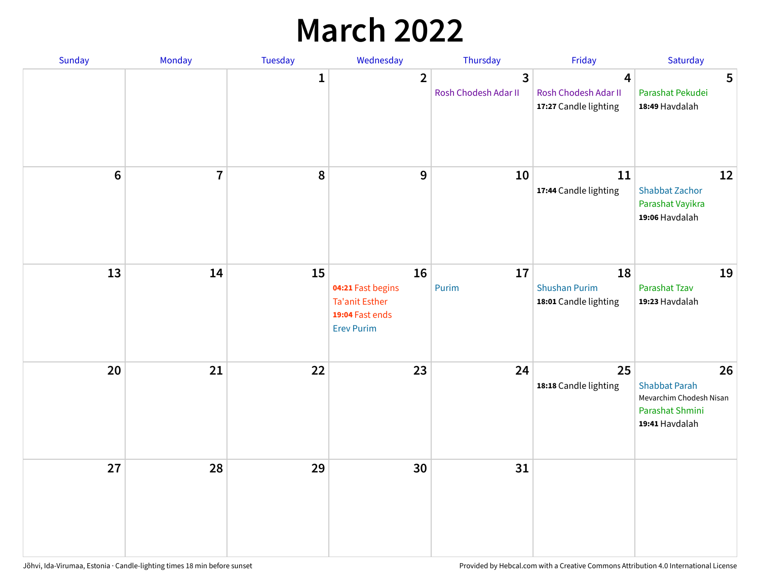# March 2022

| Sunday | Monday | Tuesday | Wednesday | Thursday | Friday | Saturday |
|---|---|---|---|---|---|---|
| | | 1 | 2 | 3<br>Rosh Chodesh Adar II | 4<br>Rosh Chodesh Adar II<br>**17:27** Candle lighting | 5<br>Parashat Pekudei<br>**18:49** Havdalah |
| 6 | 7 | 8 | 9 | 10 | 11<br>**17:44** Candle lighting | 12<br>Shabbat Zachor<br>Parashat Vayikra<br>**19:06** Havdalah |
| 13 | 14 | 15 | 16<br>**04:21** Fast begins<br>Ta'anit Esther<br>**19:04** Fast ends<br>Erev Purim | 17<br>Purim | 18<br>Shushan Purim<br>**18:01** Candle lighting | 19<br>Parashat Tzav<br>**19:23** Havdalah |
| 20 | 21 | 22 | 23 | 24 | 25<br>**18:18** Candle lighting | 26<br>Shabbat Parah<br>Mevarchim Chodesh Nisan<br>Parashat Shmini<br>**19:41** Havdalah |
| 27 | 28 | 29 | 30 | 31 | | |

Jõhvi, Ida-Virumaa, Estonia · Candle-lighting times 18 min before sunset

Provided by Hebcal.com with a Creative Commons Attribution 4.0 International License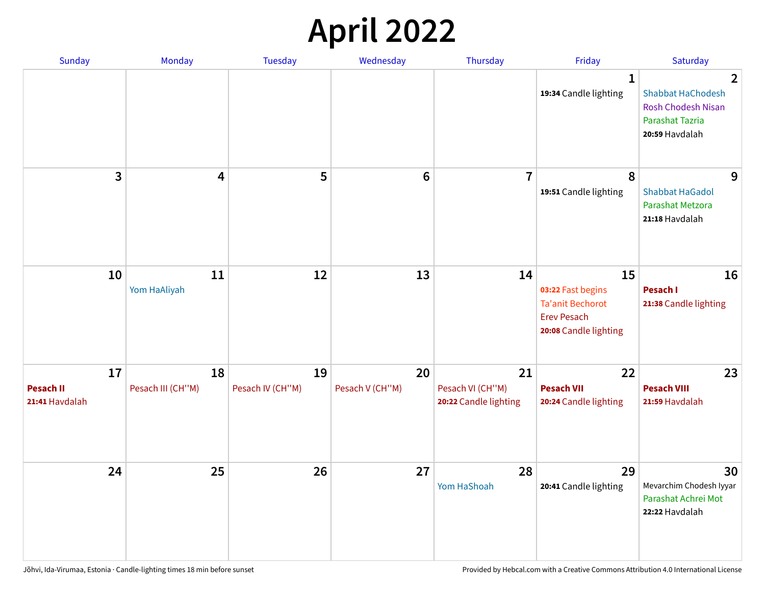# April 2022

| Sunday | Monday | Tuesday | Wednesday | Thursday | Friday | Saturday |
|---|---|---|---|---|---|---|
| | | | | | **1**<br>**19:34** Candle lighting | **2**<br>Shabbat HaChodesh<br>Rosh Chodesh Nisan<br>Parashat Tazria<br>**20:59** Havdalah |
| **3** | **4** | **5** | **6** | **7** | **8**<br>**19:51** Candle lighting | **9**<br>Shabbat HaGadol<br>Parashat Metzora<br>**21:18** Havdalah |
| **10** | **11**<br>Yom HaAliyah | **12** | **13** | **14** | **15**<br>**03:22** Fast begins<br>Ta'anit Bechorot<br>Erev Pesach<br>**20:08** Candle lighting | **16**<br>**Pesach I**<br>**21:38** Candle lighting |
| **17**<br>**Pesach II**<br>**21:41** Havdalah | **18**<br>Pesach III (CH''M) | **19**<br>Pesach IV (CH''M) | **20**<br>Pesach V (CH''M) | **21**<br>Pesach VI (CH''M)<br>**20:22** Candle lighting | **22**<br>**Pesach VII**<br>**20:24** Candle lighting | **23**<br>**Pesach VIII**<br>**21:59** Havdalah |
| **24** | **25** | **26** | **27** | **28**<br>Yom HaShoah | **29**<br>**20:41** Candle lighting | **30**<br>Mevarchim Chodesh Iyyar<br>Parashat Achrei Mot<br>**22:22** Havdalah |

Jõhvi, Ida-Virumaa, Estonia · Candle-lighting times 18 min before sunset

Provided by Hebcal.com with a Creative Commons Attribution 4.0 International License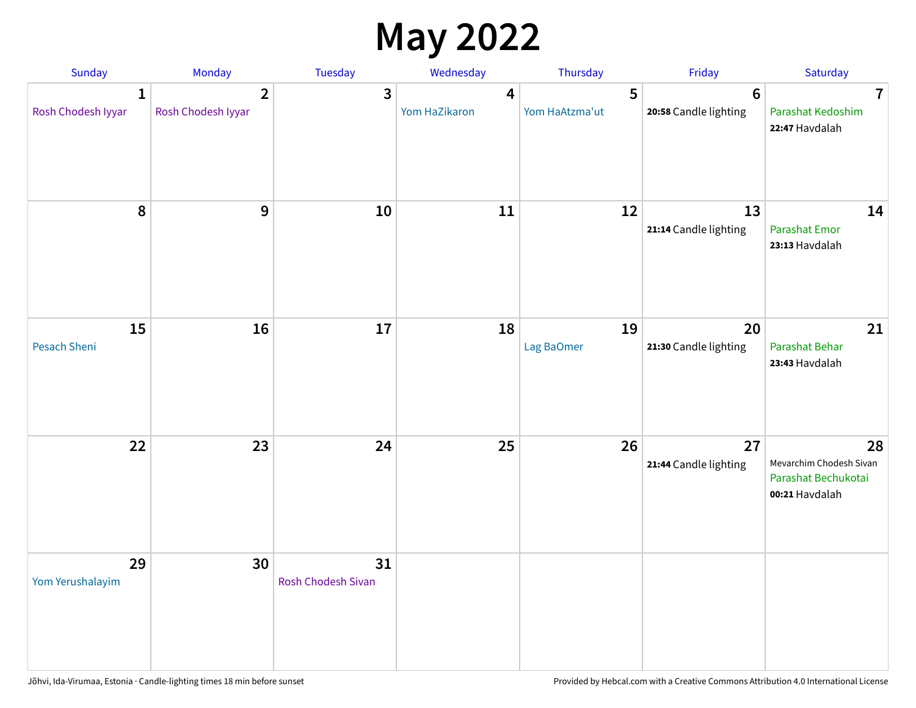# May 2022

| Sunday | Monday | Tuesday | Wednesday | Thursday | Friday | Saturday |
|---|---|---|---|---|---|---|
| **1** Rosh Chodesh Iyyar | **2** Rosh Chodesh Iyyar | **3** | **4** Yom HaZikaron | **5** Yom HaAtzma'ut | **6** **20:58** Candle lighting | **7** Parashat Kedoshim **22:47** Havdalah |
| **8** | **9** | **10** | **11** | **12** | **13** **21:14** Candle lighting | **14** Parashat Emor **23:13** Havdalah |
| **15** Pesach Sheni | **16** | **17** | **18** | **19** Lag BaOmer | **20** **21:30** Candle lighting | **21** Parashat Behar **23:43** Havdalah |
| **22** | **23** | **24** | **25** | **26** | **27** **21:44** Candle lighting | **28** Mevarchim Chodesh Sivan Parashat Bechukotai **00:21** Havdalah |
| **29** Yom Yerushalayim | **30** | **31** Rosh Chodesh Sivan | | | | |

Jõhvi, Ida-Virumaa, Estonia · Candle-lighting times 18 min before sunset

Provided by Hebcal.com with a Creative Commons Attribution 4.0 International License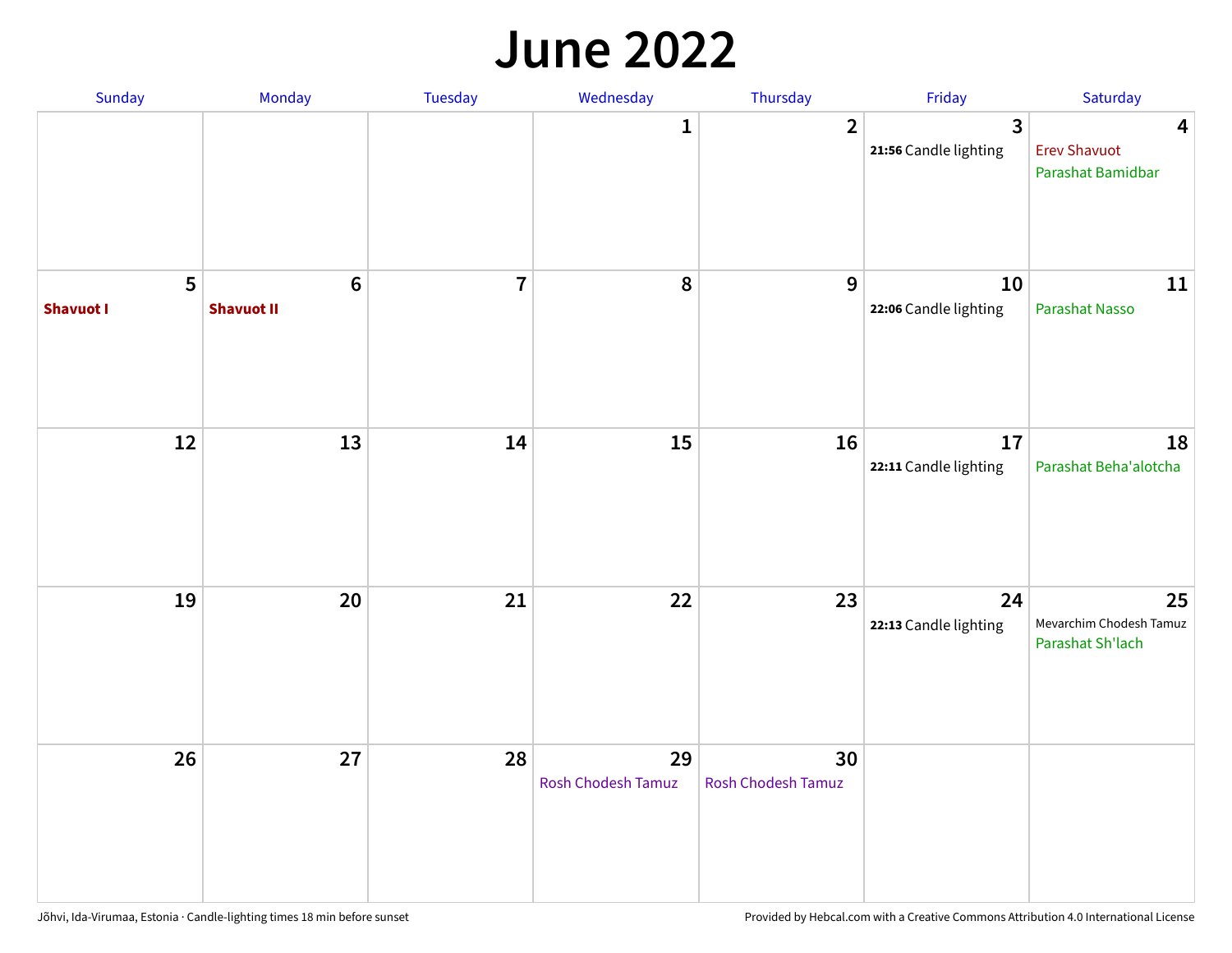# June 2022

| Sunday | Monday | Tuesday | Wednesday | Thursday | Friday | Saturday |
|---|---|---|---|---|---|---|
| | | | 1 | 2 | 3<br>**21:56** Candle lighting | 4<br>Erev Shavuot<br>Parashat Bamidbar |
| 5<br>**Shavuot I** | 6<br>**Shavuot II** | 7 | 8 | 9 | 10<br>**22:06** Candle lighting | 11<br>Parashat Nasso |
| 12 | 13 | 14 | 15 | 16 | 17<br>**22:11** Candle lighting | 18<br>Parashat Beha'alotcha |
| 19 | 20 | 21 | 22 | 23 | 24<br>**22:13** Candle lighting | 25<br>Mevarchim Chodesh Tamuz<br>Parashat Sh'lach |
| 26 | 27 | 28 | 29<br>Rosh Chodesh Tamuz | 30<br>Rosh Chodesh Tamuz | | |

Jõhvi, Ida-Virumaa, Estonia · Candle-lighting times 18 min before sunset

Provided by Hebcal.com with a Creative Commons Attribution 4.0 International License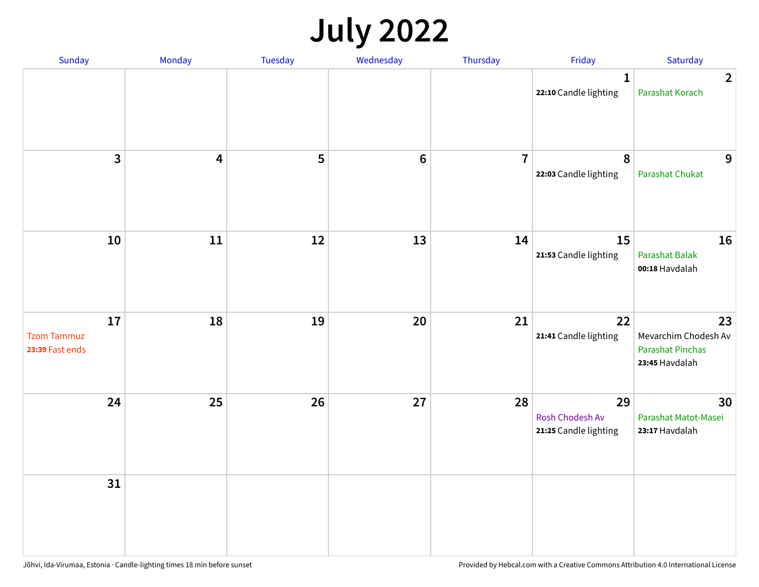# July 2022

| Sunday | Monday | Tuesday | Wednesday | Thursday | Friday | Saturday |
|---|---|---|---|---|---|---|
| | | | | | 1<br>**22:10** Candle lighting | 2<br>Parashat Korach |
| 3 | 4 | 5 | 6 | 7 | 8<br>**22:03** Candle lighting | 9<br>Parashat Chukat |
| 10 | 11 | 12 | 13 | 14 | 15<br>**21:53** Candle lighting | 16<br>Parashat Balak<br>**00:18** Havdalah |
| 17<br>Tzom Tammuz<br>**23:39** Fast ends | 18 | 19 | 20 | 21 | 22<br>**21:41** Candle lighting | 23<br>Mevarchim Chodesh Av<br>Parashat Pinchas<br>**23:45** Havdalah |
| 24 | 25 | 26 | 27 | 28 | 29<br>Rosh Chodesh Av<br>**21:25** Candle lighting | 30<br>Parashat Matot-Masei<br>**23:17** Havdalah |
| 31 | | | | | | |

Jõhvi, Ida-Virumaa, Estonia · Candle-lighting times 18 min before sunset

Provided by Hebcal.com with a Creative Commons Attribution 4.0 International License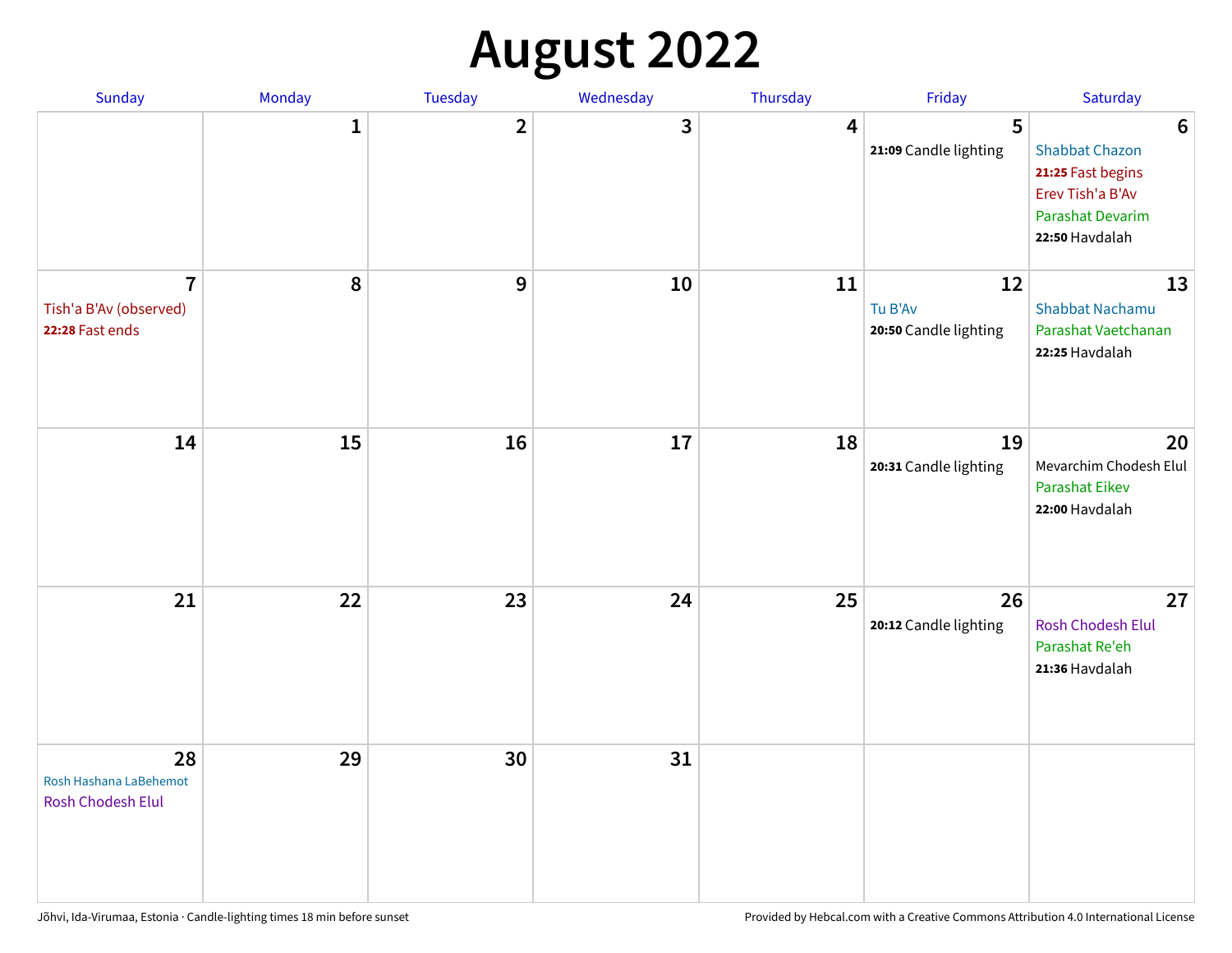# August 2022

| Sunday | Monday | Tuesday | Wednesday | Thursday | Friday | Saturday |
| --- | --- | --- | --- | --- | --- | --- |
| | 1 | 2 | 3 | 4 | 5<br>**21:09** Candle lighting | 6<br>Shabbat Chazon<br>**21:25** Fast begins<br>Erev Tish'a B'Av<br>Parashat Devarim<br>**22:50** Havdalah |
| 7<br>Tish'a B'Av (observed)<br>**22:28** Fast ends | 8 | 9 | 10 | 11 | 12<br>Tu B'Av<br>**20:50** Candle lighting | 13<br>Shabbat Nachamu<br>Parashat Vaetchanan<br>**22:25** Havdalah |
| 14 | 15 | 16 | 17 | 18 | 19<br>**20:31** Candle lighting | 20<br>Mevarchim Chodesh Elul<br>Parashat Eikev<br>**22:00** Havdalah |
| 21 | 22 | 23 | 24 | 25 | 26<br>**20:12** Candle lighting | 27<br>Rosh Chodesh Elul<br>Parashat Re'eh<br>**21:36** Havdalah |
| 28<br>Rosh Hashana LaBehemot<br>Rosh Chodesh Elul | 29 | 30 | 31 | | | |

Jõhvi, Ida-Virumaa, Estonia · Candle-lighting times 18 min before sunset

Provided by Hebcal.com with a Creative Commons Attribution 4.0 International License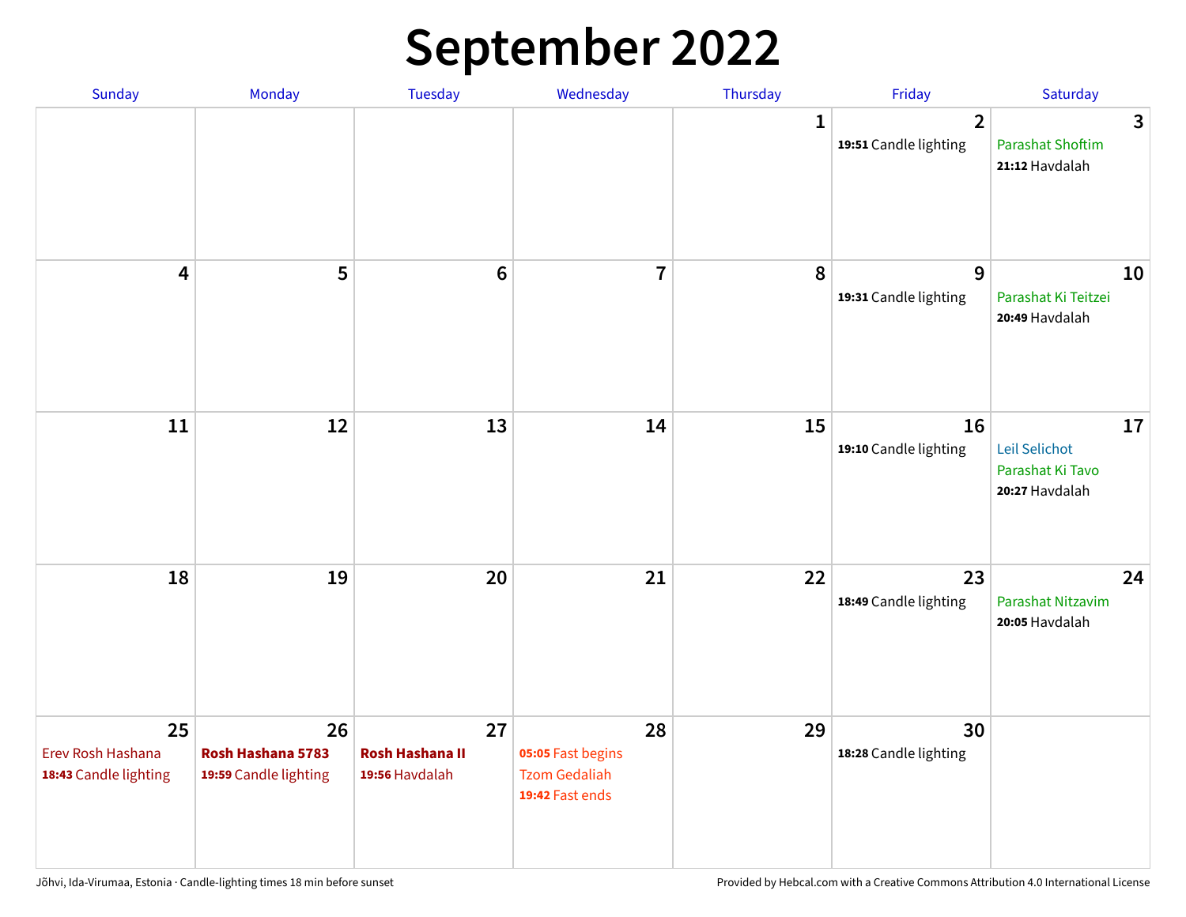# September 2022

| Sunday | Monday | Tuesday | Wednesday | Thursday | Friday | Saturday |
|---|---|---|---|---|---|---|
| | | | | 1 | 2<br>**19:51** Candle lighting | 3<br>Parashat Shoftim<br>**21:12** Havdalah |
| 4 | 5 | 6 | 7 | 8 | 9<br>**19:31** Candle lighting | 10<br>Parashat Ki Teitzei<br>**20:49** Havdalah |
| 11 | 12 | 13 | 14 | 15 | 16<br>**19:10** Candle lighting | 17<br>Leil Selichot<br>Parashat Ki Tavo<br>**20:27** Havdalah |
| 18 | 19 | 20 | 21 | 22 | 23<br>**18:49** Candle lighting | 24<br>Parashat Nitzavim<br>**20:05** Havdalah |
| 25<br>Erev Rosh Hashana<br>**18:43** Candle lighting | 26<br>**Rosh Hashana 5783**<br>**19:59** Candle lighting | 27<br>**Rosh Hashana II**<br>**19:56** Havdalah | 28<br>**05:05** Fast begins<br>Tzom Gedaliah<br>**19:42** Fast ends | 29 | 30<br>**18:28** Candle lighting | |

Jõhvi, Ida-Virumaa, Estonia · Candle-lighting times 18 min before sunset

Provided by Hebcal.com with a Creative Commons Attribution 4.0 International License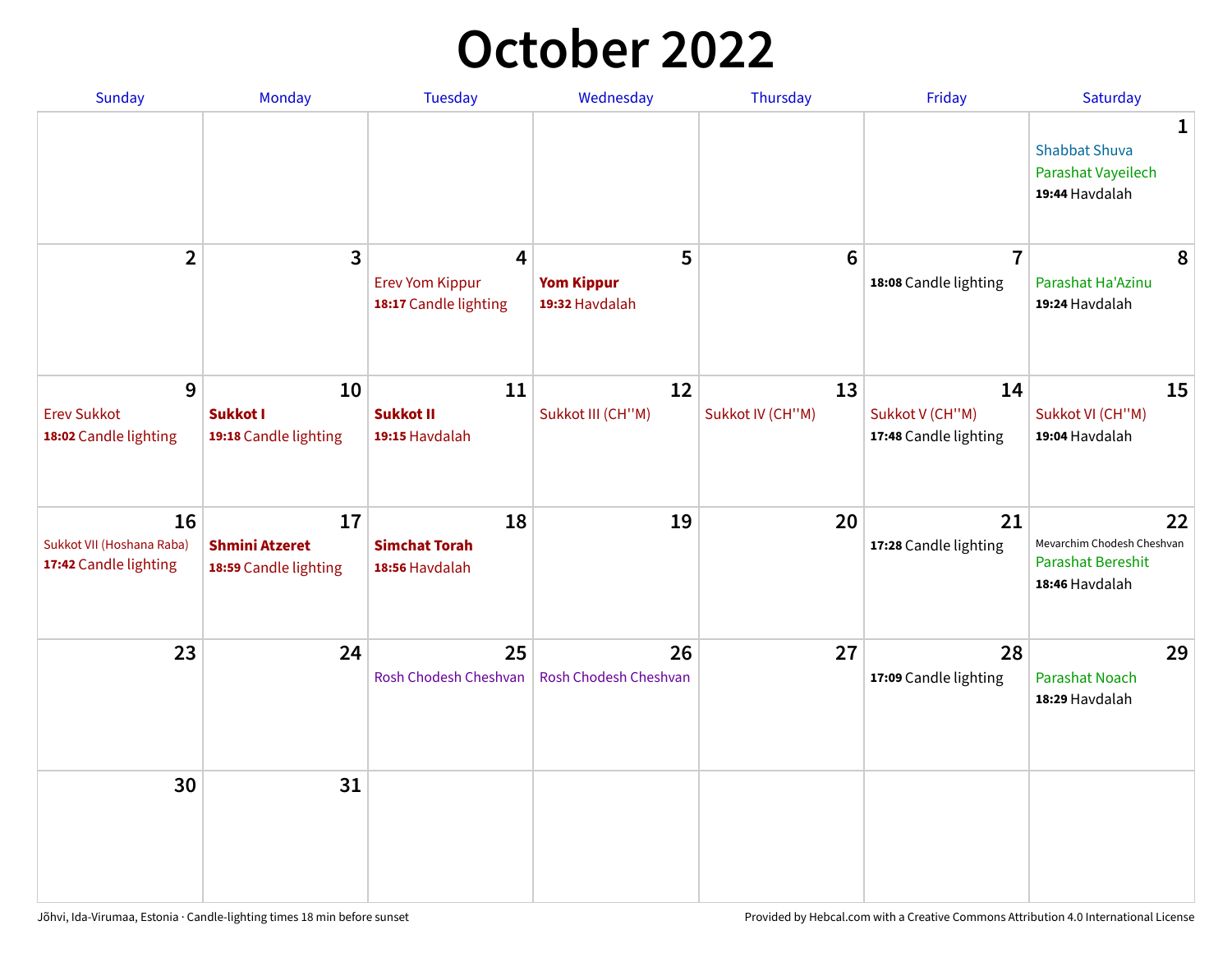# October 2022

| Sunday | Monday | Tuesday | Wednesday | Thursday | Friday | Saturday |
|---|---|---|---|---|---|---|
| | | | | | | **1**<br>Shabbat Shuva<br>Parashat Vayeilech<br>**19:44** Havdalah |
| **2** | **3** | **4**<br>Erev Yom Kippur<br>**18:17** Candle lighting | **5**<br>**Yom Kippur**<br>**19:32** Havdalah | **6** | **7**<br>**18:08** Candle lighting | **8**<br>Parashat Ha'Azinu<br>**19:24** Havdalah |
| **9**<br>Erev Sukkot<br>**18:02** Candle lighting | **10**<br>**Sukkot I**<br>**19:18** Candle lighting | **11**<br>**Sukkot II**<br>**19:15** Havdalah | **12**<br>Sukkot III (CH''M) | **13**<br>Sukkot IV (CH''M) | **14**<br>Sukkot V (CH''M)<br>**17:48** Candle lighting | **15**<br>Sukkot VI (CH''M)<br>**19:04** Havdalah |
| **16**<br>Sukkot VII (Hoshana Raba)<br>**17:42** Candle lighting | **17**<br>**Shmini Atzeret**<br>**18:59** Candle lighting | **18**<br>**Simchat Torah**<br>**18:56** Havdalah | **19** | **20** | **21**<br>**17:28** Candle lighting | **22**<br>Mevarchim Chodesh Cheshvan<br>Parashat Bereshit<br>**18:46** Havdalah |
| **23** | **24** | **25**<br>Rosh Chodesh Cheshvan | **26**<br>Rosh Chodesh Cheshvan | **27** | **28**<br>**17:09** Candle lighting | **29**<br>Parashat Noach<br>**18:29** Havdalah |
| **30** | **31** | | | | | |

Jõhvi, Ida-Virumaa, Estonia · Candle-lighting times 18 min before sunset

Provided by Hebcal.com with a Creative Commons Attribution 4.0 International License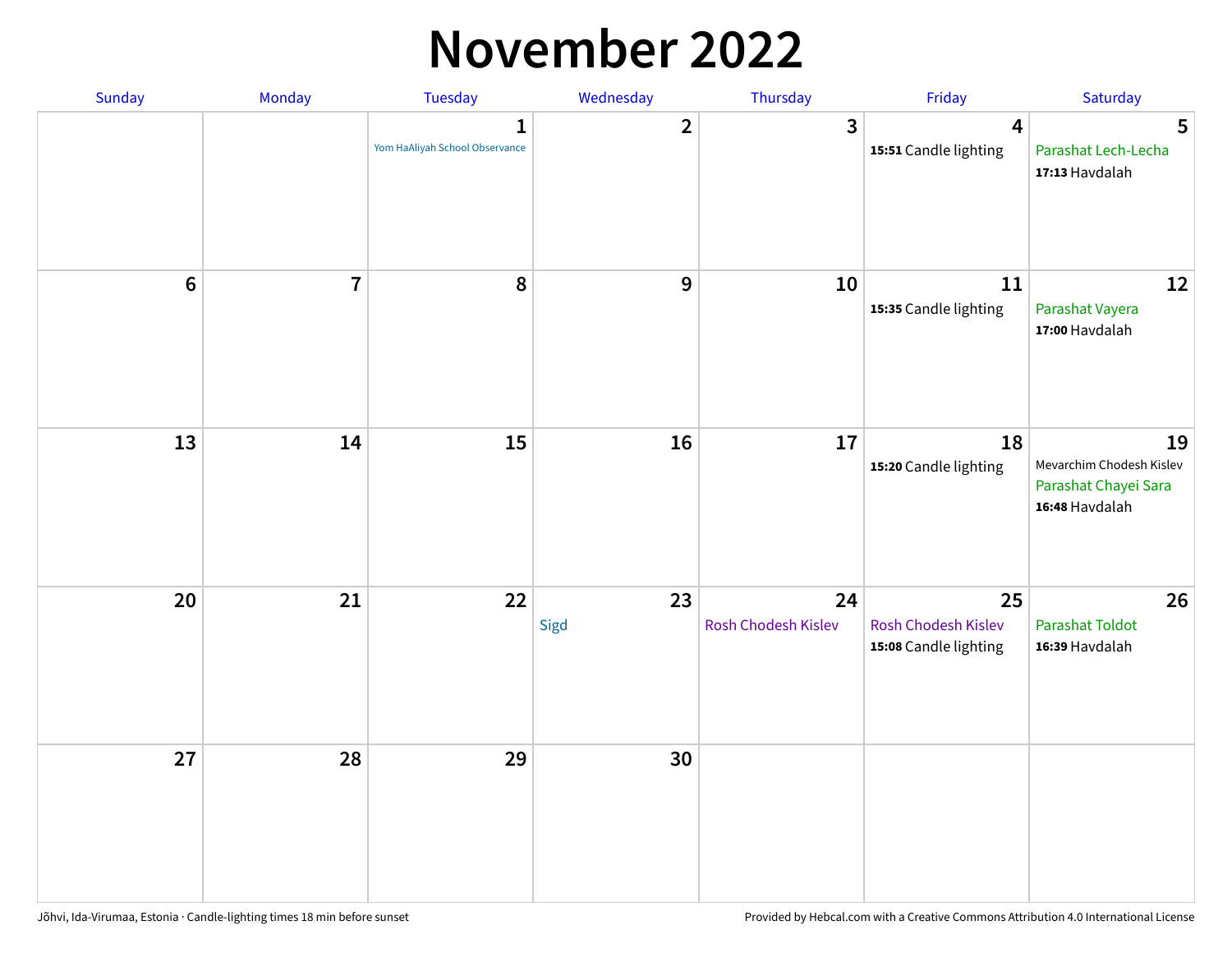# November 2022

| Sunday | Monday | Tuesday | Wednesday | Thursday | Friday | Saturday |
|---|---|---|---|---|---|---|
| | | 1 Yom HaAliyah School Observance | 2 | 3 | 4 **15:51** Candle lighting | 5 Parashat Lech-Lecha **17:13** Havdalah |
| 6 | 7 | 8 | 9 | 10 | 11 **15:35** Candle lighting | 12 Parashat Vayera **17:00** Havdalah |
| 13 | 14 | 15 | 16 | 17 | 18 **15:20** Candle lighting | 19 Mevarchim Chodesh Kislev Parashat Chayei Sara **16:48** Havdalah |
| 20 | 21 | 22 | 23 Sigd | 24 Rosh Chodesh Kislev | 25 Rosh Chodesh Kislev **15:08** Candle lighting | 26 Parashat Toldot **16:39** Havdalah |
| 27 | 28 | 29 | 30 | | | |

Jõhvi, Ida-Virumaa, Estonia · Candle-lighting times 18 min before sunset

Provided by Hebcal.com with a Creative Commons Attribution 4.0 International License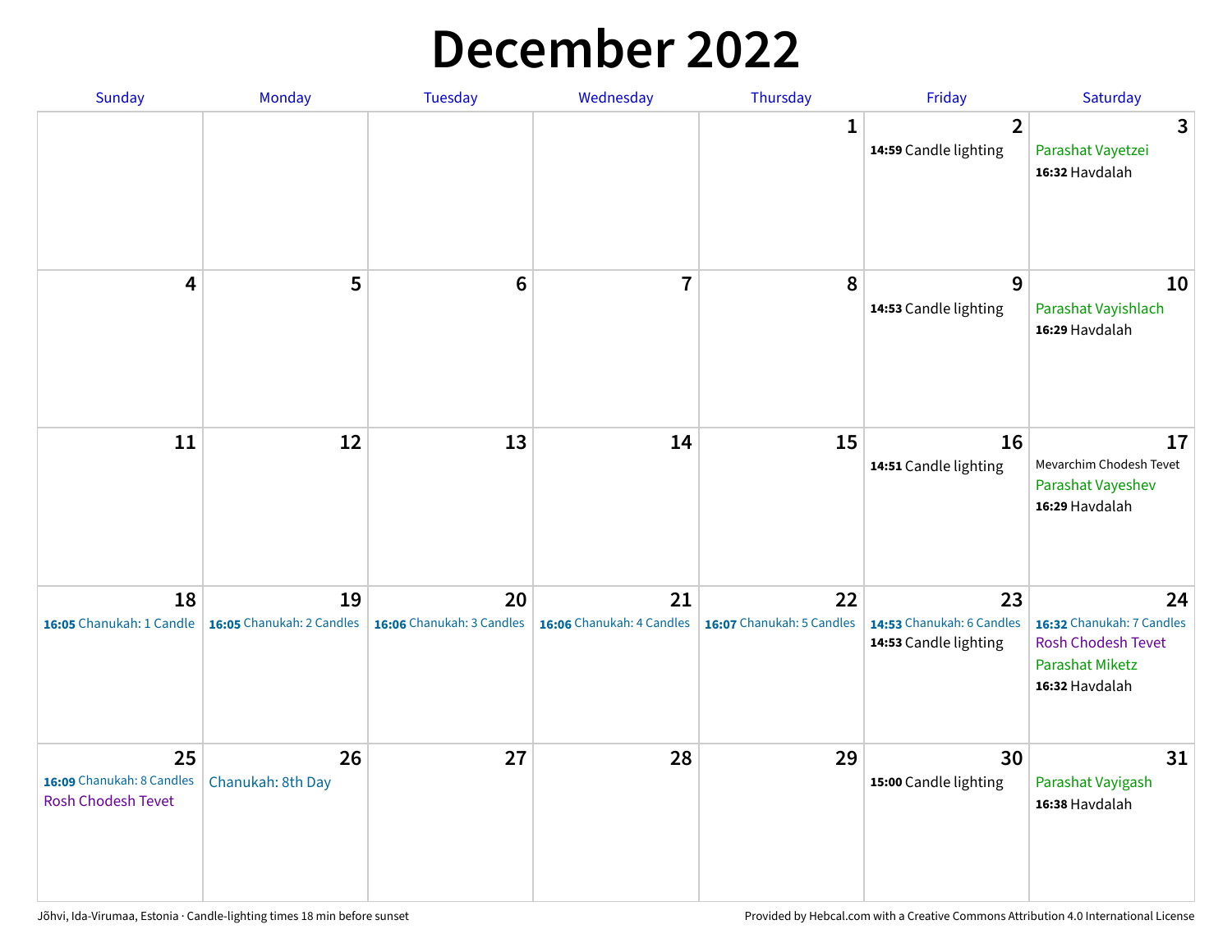# December 2022

| Sunday | Monday | Tuesday | Wednesday | Thursday | Friday | Saturday |
|---|---|---|---|---|---|---|
| | | | | 1 | 2<br>**14:59** Candle lighting | 3<br>Parashat Vayetzei<br>**16:32** Havdalah |
| 4 | 5 | 6 | 7 | 8 | 9<br>**14:53** Candle lighting | 10<br>Parashat Vayishlach<br>**16:29** Havdalah |
| 11 | 12 | 13 | 14 | 15 | 16<br>**14:51** Candle lighting | 17<br>Mevarchim Chodesh Tevet<br>Parashat Vayeshev<br>**16:29** Havdalah |
| 18<br>**16:05** Chanukah: 1 Candle | 19<br>**16:05** Chanukah: 2 Candles | 20<br>**16:06** Chanukah: 3 Candles | 21<br>**16:06** Chanukah: 4 Candles | 22<br>**16:07** Chanukah: 5 Candles | 23<br>**14:53** Chanukah: 6 Candles<br>**14:53** Candle lighting | 24<br>**16:32** Chanukah: 7 Candles<br>Rosh Chodesh Tevet<br>Parashat Miketz<br>**16:32** Havdalah |
| 25<br>**16:09** Chanukah: 8 Candles<br>Rosh Chodesh Tevet | 26<br>Chanukah: 8th Day | 27 | 28 | 29 | 30<br>**15:00** Candle lighting | 31<br>Parashat Vayigash<br>**16:38** Havdalah |

Jõhvi, Ida-Virumaa, Estonia · Candle-lighting times 18 min before sunset

Provided by Hebcal.com with a Creative Commons Attribution 4.0 International License